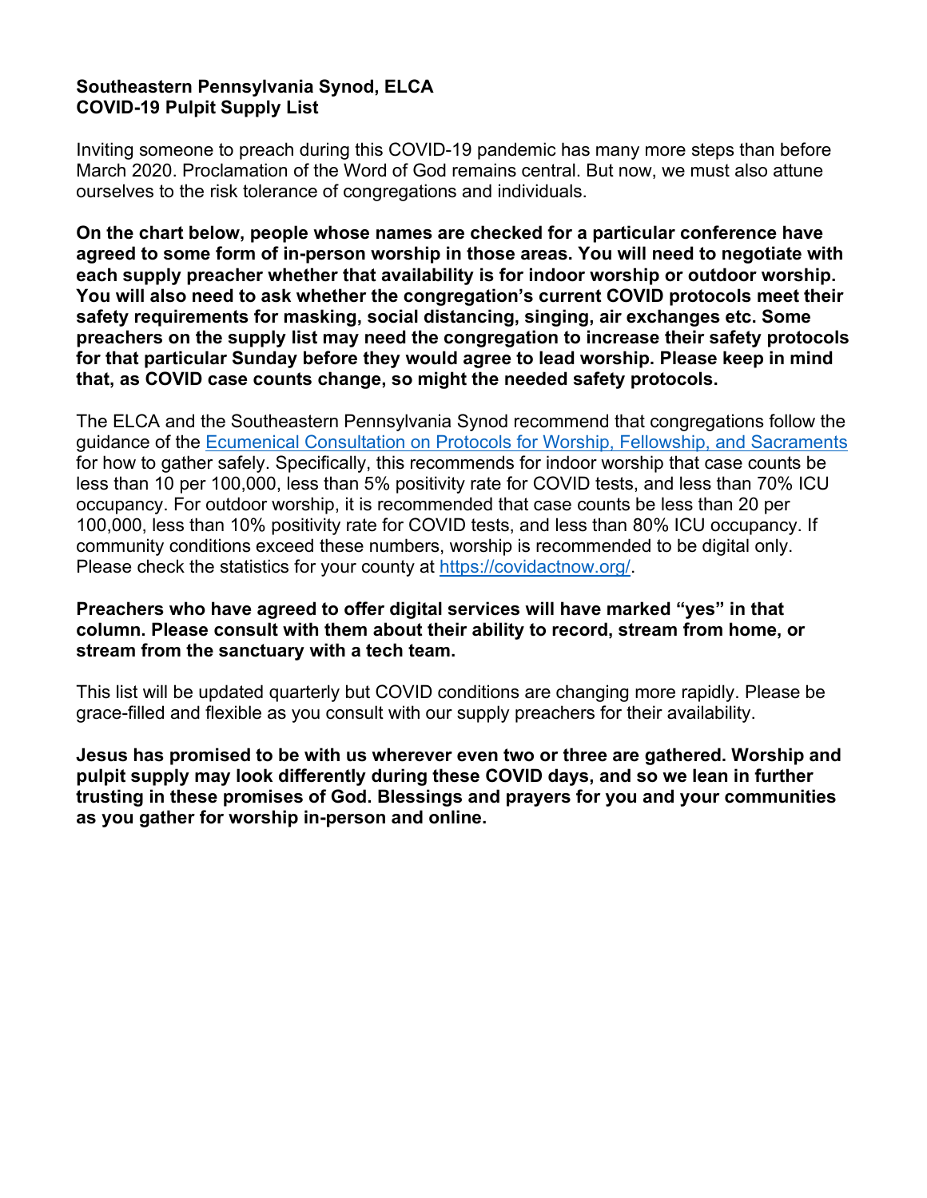**Southeastern Pennsylvania Synod, ELCA**
**COVID-19 Pulpit Supply List**

Inviting someone to preach during this COVID-19 pandemic has many more steps than before March 2020. Proclamation of the Word of God remains central. But now, we must also attune ourselves to the risk tolerance of congregations and individuals.

**On the chart below, people whose names are checked for a particular conference have agreed to some form of in-person worship in those areas. You will need to negotiate with each supply preacher whether that availability is for indoor worship or outdoor worship. You will also need to ask whether the congregation's current COVID protocols meet their safety requirements for masking, social distancing, singing, air exchanges etc. Some preachers on the supply list may need the congregation to increase their safety protocols for that particular Sunday before they would agree to lead worship. Please keep in mind that, as COVID case counts change, so might the needed safety protocols.**

The ELCA and the Southeastern Pennsylvania Synod recommend that congregations follow the guidance of the [Ecumenical Consultation on Protocols for Worship, Fellowship, and Sacraments] for how to gather safely. Specifically, this recommends for indoor worship that case counts be less than 10 per 100,000, less than 5% positivity rate for COVID tests, and less than 70% ICU occupancy. For outdoor worship, it is recommended that case counts be less than 20 per 100,000, less than 10% positivity rate for COVID tests, and less than 80% ICU occupancy. If community conditions exceed these numbers, worship is recommended to be digital only. Please check the statistics for your county at https://covidactnow.org/.

**Preachers who have agreed to offer digital services will have marked "yes" in that column. Please consult with them about their ability to record, stream from home, or stream from the sanctuary with a tech team.**

This list will be updated quarterly but COVID conditions are changing more rapidly. Please be grace-filled and flexible as you consult with our supply preachers for their availability.

**Jesus has promised to be with us wherever even two or three are gathered. Worship and pulpit supply may look differently during these COVID days, and so we lean in further trusting in these promises of God. Blessings and prayers for you and your communities as you gather for worship in-person and online.**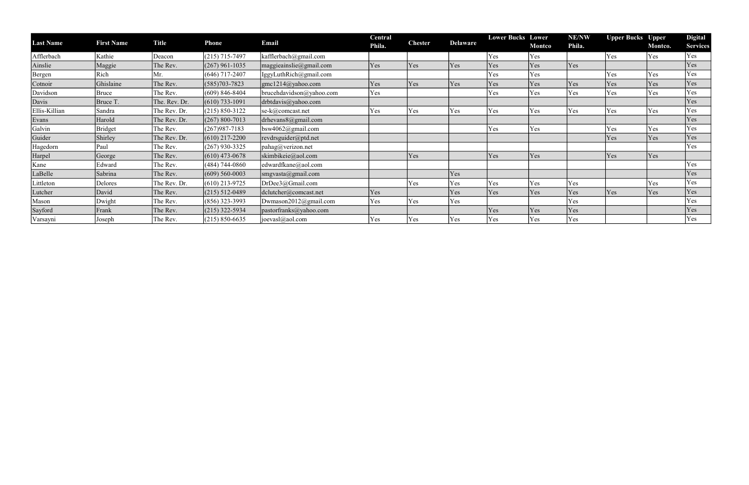| Last Name | First Name | Title | Phone | Email | Central Phila. | Chester | Delaware | Lower Bucks | Lower Montco | NE/NW Phila. | Upper Bucks | Upper Montco. | Digital Services |
|---|---|---|---|---|---|---|---|---|---|---|---|---|---|
| Afflerbach | Kathie | Deacon | (215) 715-7497 | kafflerbach@gmail.com | | | | Yes | Yes | | Yes | Yes | Yes |
| Ainslie | Maggie | The Rev. | (267) 961-1035 | maggieainslie@gmail.com | Yes | Yes | Yes | Yes | Yes | Yes | | | Yes |
| Bergen | Rich | Mr. | (646) 717-2407 | IggyLuthRich@gmail.com | | | | Yes | Yes | | Yes | Yes | Yes |
| Cotnoir | Ghislaine | The Rev. | (585)703-7823 | gmc1214@yahoo.com | Yes | Yes | Yes | Yes | Yes | Yes | Yes | Yes | Yes |
| Davidson | Bruce | The Rev. | (609) 846-8404 | brucehdavidson@yahoo.com | Yes | | | Yes | Yes | Yes | Yes | Yes | Yes |
| Davis | Bruce T. | The. Rev. Dr. | (610) 733-1091 | drbtdavis@yahoo.com | | | | | | | | | Yes |
| Ellis-Killian | Sandra | The Rev. Dr. | (215) 850-3122 | se-k@comcast.net | Yes | Yes | Yes | Yes | Yes | Yes | Yes | Yes | Yes |
| Evans | Harold | The Rev. Dr. | (267) 800-7013 | drhevans8@gmail.com | | | | | | | | | Yes |
| Galvin | Bridget | The Rev. | (267)987-7183 | bsw4062@gmail.com | | | | Yes | Yes | | Yes | Yes | Yes |
| Guider | Shirley | The Rev. Dr. | (610) 217-2200 | revdrsguider@ptd.net | | | | | | | Yes | Yes | Yes |
| Hagedorn | Paul | The Rev. | (267) 930-3325 | pahag@verizon.net | | | | | | | | | Yes |
| Harpel | George | The Rev. | (610) 473-0678 | skimbikeie@aol.com | | Yes | | Yes | Yes | | Yes | Yes | |
| Kane | Edward | The Rev. | (484) 744-0860 | edwardfkane@aol.com | | | | | | | | | Yes |
| LaBelle | Sabrina | The Rev. | (609) 560-0003 | smgvasta@gmail.com | | | Yes | | | | | | Yes |
| Littleton | Delores | The Rev. Dr. | (610) 213-9725 | DrDee3@Gmail.com | | Yes | Yes | Yes | Yes | Yes | | Yes | Yes |
| Lutcher | David | The Rev. | (215) 512-0489 | dclutcher@comcast.net | Yes | | Yes | Yes | Yes | Yes | Yes | Yes | Yes |
| Mason | Dwight | The Rev. | (856) 323-3993 | Dwmason2012@gmail.com | Yes | Yes | Yes | | | Yes | | | Yes |
| Sayford | Frank | The Rev. | (215) 322-5934 | pastorfranks@yahoo.com | | | | Yes | Yes | Yes | | | Yes |
| Varsayni | Joseph | The Rev. | (215) 850-6635 | joevasl@aol.com | Yes | Yes | Yes | Yes | Yes | Yes | | | Yes |